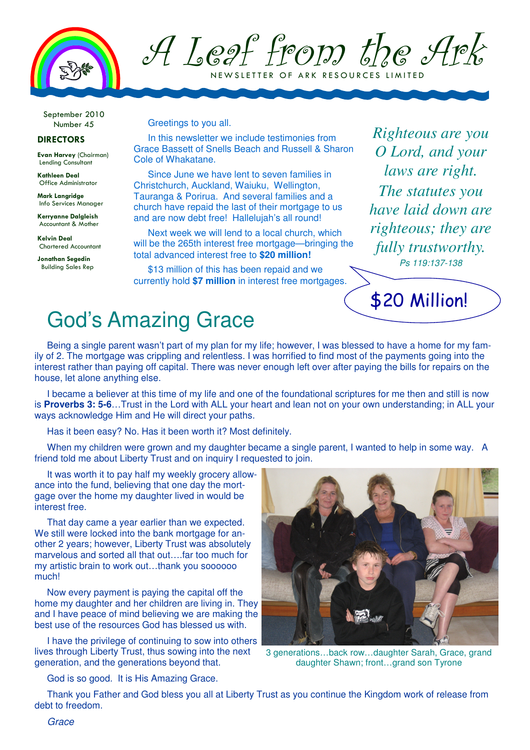# A Leaf from the Ark

NEWSLETTER OF ARK RESOURCES LIMITED

September 2010
Number 45

**DIRECTORS**

**Evan Harvey** (Chairman)
Lending Consultant

**Kathleen Deal**
Office Administrator

**Mark Langridge**
Info Services Manager

**Kerryanne Dalgleish**
Accountant & Mother

**Kelvin Deal**
Chartered Accountant

**Jonathan Segedin**
Building Sales Rep

Greetings to you all.

In this newsletter we include testimonies from Grace Bassett of Snells Beach and Russell & Sharon Cole of Whakatane.

Since June we have lent to seven families in Christchurch, Auckland, Waiuku, Wellington, Tauranga & Porirua. And several families and a church have repaid the last of their mortgage to us and are now debt free! Hallelujah's all round!

Next week we will lend to a local church, which will be the 265th interest free mortgage—bringing the total advanced interest free to **$20 million!**

$13 million of this has been repaid and we currently hold **$7 million** in interest free mortgages.

*Righteous are you O Lord, and your laws are right. The statutes you have laid down are righteous; they are fully trustworthy.*
*Ps 119:137-138*

$20 Million!

## God's Amazing Grace

Being a single parent wasn't part of my plan for my life; however, I was blessed to have a home for my family of 2. The mortgage was crippling and relentless. I was horrified to find most of the payments going into the interest rather than paying off capital. There was never enough left over after paying the bills for repairs on the house, let alone anything else.

I became a believer at this time of my life and one of the foundational scriptures for me then and still is now is **Proverbs 3: 5-6**…Trust in the Lord with ALL your heart and lean not on your own understanding; in ALL your ways acknowledge Him and He will direct your paths.

Has it been easy? No. Has it been worth it? Most definitely.

When my children were grown and my daughter became a single parent, I wanted to help in some way. A friend told me about Liberty Trust and on inquiry I requested to join.

It was worth it to pay half my weekly grocery allowance into the fund, believing that one day the mortgage over the home my daughter lived in would be interest free.

That day came a year earlier than we expected. We still were locked into the bank mortgage for another 2 years; however, Liberty Trust was absolutely marvelous and sorted all that out….far too much for my artistic brain to work out…thank you soooooo much!

Now every payment is paying the capital off the home my daughter and her children are living in. They and I have peace of mind believing we are making the best use of the resources God has blessed us with.

I have the privilege of continuing to sow into others lives through Liberty Trust, thus sowing into the next generation, and the generations beyond that.

3 generations…back row…daughter Sarah, Grace, grand daughter Shawn; front…grand son Tyrone

God is so good. It is His Amazing Grace.

Thank you Father and God bless you all at Liberty Trust as you continue the Kingdom work of release from debt to freedom.

*Grace*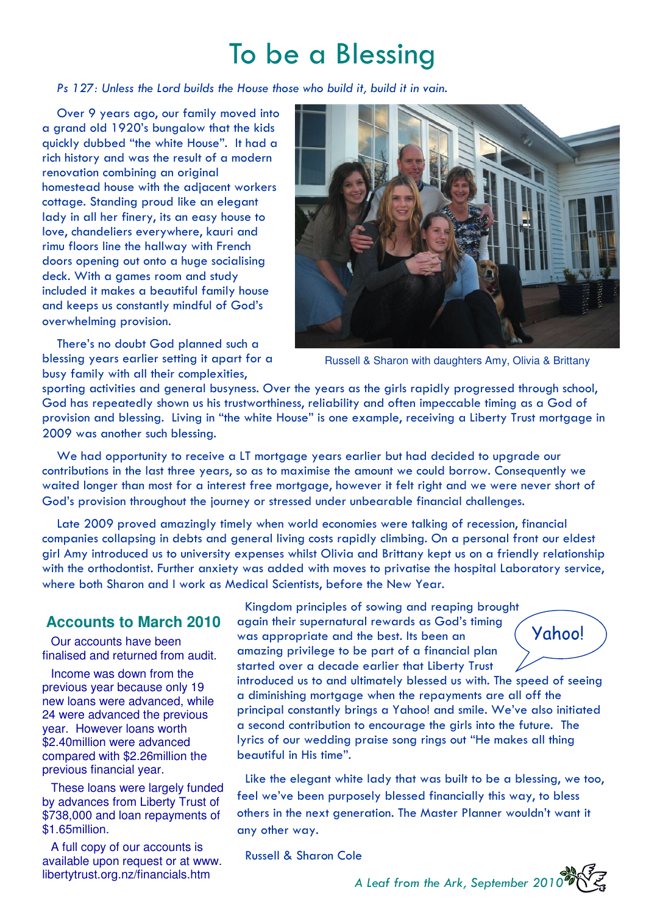# To be a Blessing

*Ps 127: Unless the Lord builds the House those who build it, build it in vain.*

Over 9 years ago, our family moved into a grand old 1920's bungalow that the kids quickly dubbed "the white House". It had a rich history and was the result of a modern renovation combining an original homestead house with the adjacent workers cottage. Standing proud like an elegant lady in all her finery, its an easy house to love, chandeliers everywhere, kauri and rimu floors line the hallway with French doors opening out onto a huge socialising deck. With a games room and study included it makes a beautiful family house and keeps us constantly mindful of God's overwhelming provision.

Russell & Sharon with daughters Amy, Olivia & Brittany

There's no doubt God planned such a blessing years earlier setting it apart for a busy family with all their complexities, sporting activities and general busyness. Over the years as the girls rapidly progressed through school, God has repeatedly shown us his trustworthiness, reliability and often impeccable timing as a God of provision and blessing. Living in "the white House" is one example, receiving a Liberty Trust mortgage in 2009 was another such blessing.

We had opportunity to receive a LT mortgage years earlier but had decided to upgrade our contributions in the last three years, so as to maximise the amount we could borrow. Consequently we waited longer than most for a interest free mortgage, however it felt right and we were never short of God's provision throughout the journey or stressed under unbearable financial challenges.

Late 2009 proved amazingly timely when world economies were talking of recession, financial companies collapsing in debts and general living costs rapidly climbing. On a personal front our eldest girl Amy introduced us to university expenses whilst Olivia and Brittany kept us on a friendly relationship with the orthodontist. Further anxiety was added with moves to privatise the hospital Laboratory service, where both Sharon and I work as Medical Scientists, before the New Year.

Kingdom principles of sowing and reaping brought again their supernatural rewards as God's timing was appropriate and the best. Its been an amazing privilege to be part of a financial plan started over a decade earlier that Liberty Trust introduced us to and ultimately blessed us with. The speed of seeing a diminishing mortgage when the repayments are all off the principal constantly brings a Yahoo! and smile. We've also initiated a second contribution to encourage the girls into the future. The lyrics of our wedding praise song rings out "He makes all thing beautiful in His time".

Yahoo!

Like the elegant white lady that was built to be a blessing, we too, feel we've been purposely blessed financially this way, to bless others in the next generation. The Master Planner wouldn't want it any other way.

Russell & Sharon Cole

## Accounts to March 2010

Our accounts have been finalised and returned from audit.

Income was down from the previous year because only 19 new loans were advanced, while 24 were advanced the previous year. However loans worth $2.40million were advanced compared with $2.26million the previous financial year.

These loans were largely funded by advances from Liberty Trust of $738,000 and loan repayments of $1.65million.

A full copy of our accounts is available upon request or at www.libertytrust.org.nz/financials.htm